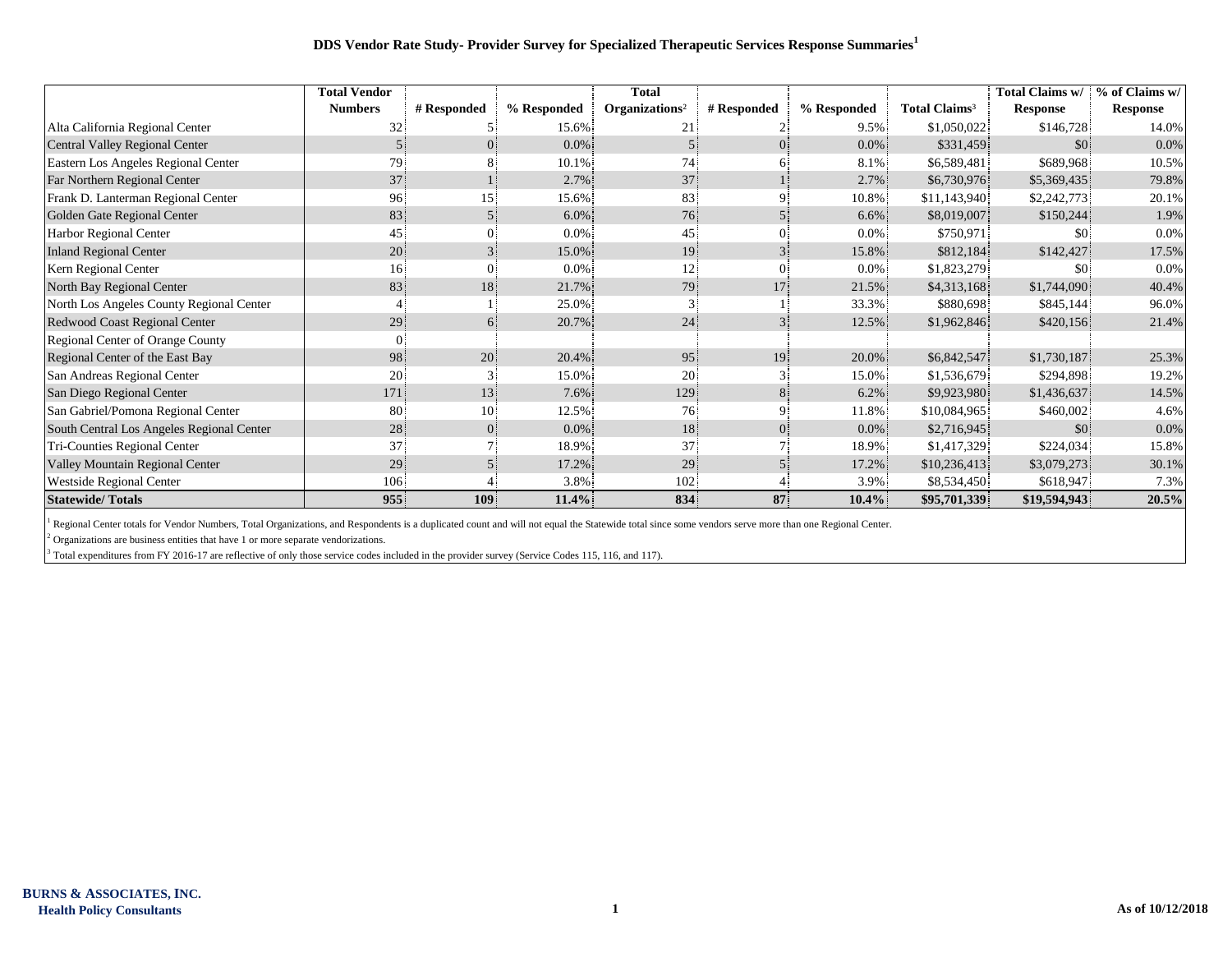# DDS Vendor Rate Study- Provider Survey for Specialized Therapeutic Services Response Summaries[1]

| | Total Vendor Numbers | # Responded | % Responded | Total Organizations[2] | # Responded | % Responded | Total Claims[3] | Total Claims w/ Response | % of Claims w/ Response |
|---|---|---|---|---|---|---|---|---|---|
| Alta California Regional Center | 32 | 5 | 15.6% | 21 | 2 | 9.5% | $1,050,022 | $146,728 | 14.0% |
| Central Valley Regional Center | 5 | 0 | 0.0% | 5 | 0 | 0.0% | $331,459 | $0 | 0.0% |
| Eastern Los Angeles Regional Center | 79 | 8 | 10.1% | 74 | 6 | 8.1% | $6,589,481 | $689,968 | 10.5% |
| Far Northern Regional Center | 37 | 1 | 2.7% | 37 | 1 | 2.7% | $6,730,976 | $5,369,435 | 79.8% |
| Frank D. Lanterman Regional Center | 96 | 15 | 15.6% | 83 | 9 | 10.8% | $11,143,940 | $2,242,773 | 20.1% |
| Golden Gate Regional Center | 83 | 5 | 6.0% | 76 | 5 | 6.6% | $8,019,007 | $150,244 | 1.9% |
| Harbor Regional Center | 45 | 0 | 0.0% | 45 | 0 | 0.0% | $750,971 | $0 | 0.0% |
| Inland Regional Center | 20 | 3 | 15.0% | 19 | 3 | 15.8% | $812,184 | $142,427 | 17.5% |
| Kern Regional Center | 16 | 0 | 0.0% | 12 | 0 | 0.0% | $1,823,279 | $0 | 0.0% |
| North Bay Regional Center | 83 | 18 | 21.7% | 79 | 17 | 21.5% | $4,313,168 | $1,744,090 | 40.4% |
| North Los Angeles County Regional Center | 4 | 1 | 25.0% | 3 | 1 | 33.3% | $880,698 | $845,144 | 96.0% |
| Redwood Coast Regional Center | 29 | 6 | 20.7% | 24 | 3 | 12.5% | $1,962,846 | $420,156 | 21.4% |
| Regional Center of Orange County | 0 | | | | | | | | |
| Regional Center of the East Bay | 98 | 20 | 20.4% | 95 | 19 | 20.0% | $6,842,547 | $1,730,187 | 25.3% |
| San Andreas Regional Center | 20 | 3 | 15.0% | 20 | 3 | 15.0% | $1,536,679 | $294,898 | 19.2% |
| San Diego Regional Center | 171 | 13 | 7.6% | 129 | 8 | 6.2% | $9,923,980 | $1,436,637 | 14.5% |
| San Gabriel/Pomona Regional Center | 80 | 10 | 12.5% | 76 | 9 | 11.8% | $10,084,965 | $460,002 | 4.6% |
| South Central Los Angeles Regional Center | 28 | 0 | 0.0% | 18 | 0 | 0.0% | $2,716,945 | $0 | 0.0% |
| Tri-Counties Regional Center | 37 | 7 | 18.9% | 37 | 7 | 18.9% | $1,417,329 | $224,034 | 15.8% |
| Valley Mountain Regional Center | 29 | 5 | 17.2% | 29 | 5 | 17.2% | $10,236,413 | $3,079,273 | 30.1% |
| Westside Regional Center | 106 | 4 | 3.8% | 102 | 4 | 3.9% | $8,534,450 | $618,947 | 7.3% |
| **Statewide/ Totals** | **955** | **109** | **11.4%** | **834** | **87** | **10.4%** | **$95,701,339** | **$19,594,943** | **20.5%** |

[1] Regional Center totals for Vendor Numbers, Total Organizations, and Respondents is a duplicated count and will not equal the Statewide total since some vendors serve more than one Regional Center.

[2] Organizations are business entities that have 1 or more separate vendorizations.

[3] Total expenditures from FY 2016-17 are reflective of only those service codes included in the provider survey (Service Codes 115, 116, and 117).

**BURNS & ASSOCIATES, INC.**
**Health Policy Consultants**

**As of 10/12/2018**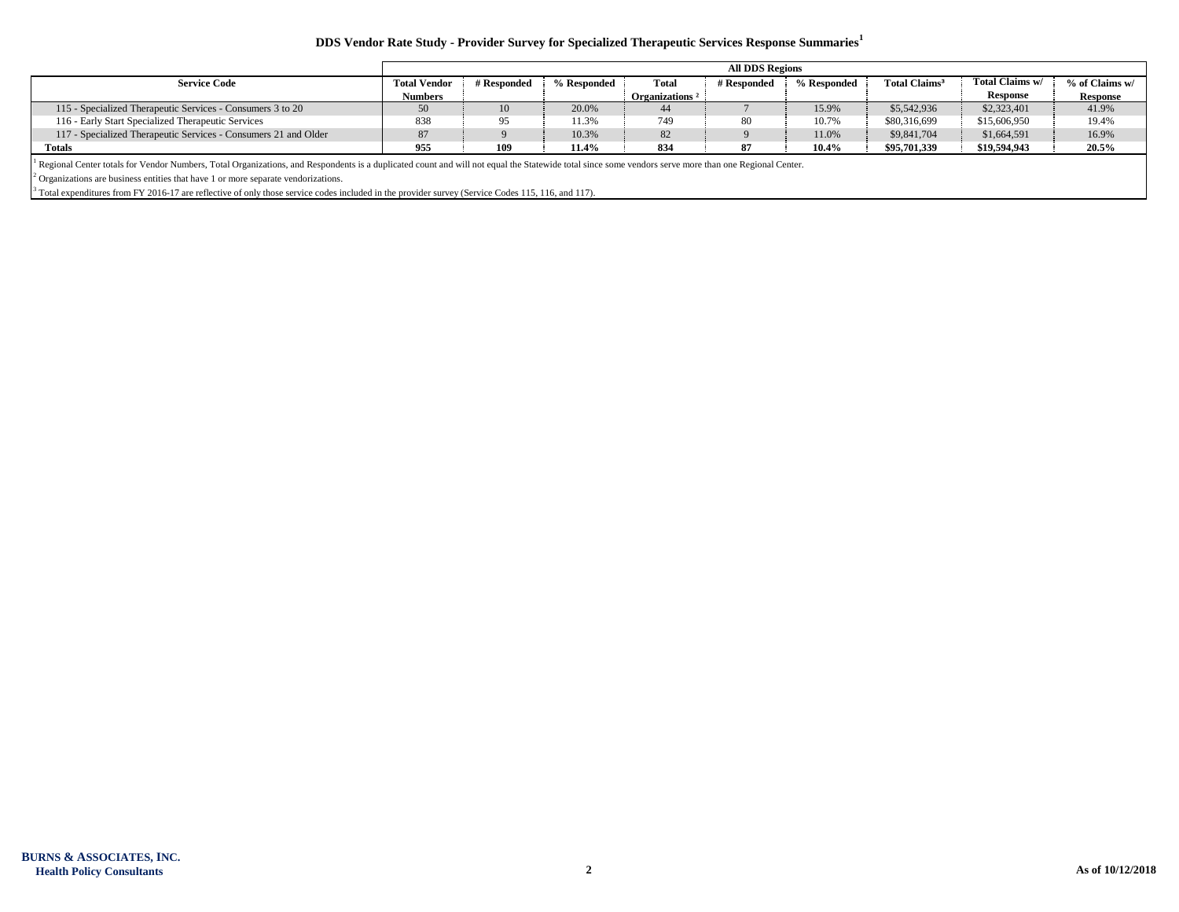# DDS Vendor Rate Study - Provider Survey for Specialized Therapeutic Services Response Summaries[1]

| | All DDS Regions | | | | | | | | |
|---|---|---|---|---|---|---|---|---|---|
| **Service Code** | **Total Vendor Numbers** | **# Responded** | **% Responded** | **Total Organizations [2]** | **# Responded** | **% Responded** | **Total Claims[3]** | **Total Claims w/ Response** | **% of Claims w/ Response** |
| 115 - Specialized Therapeutic Services - Consumers 3 to 20 | 50 | 10 | 20.0% | 44 | 7 | 15.9% | $5,542,936 | $2,323,401 | 41.9% |
| 116 - Early Start Specialized Therapeutic Services | 838 | 95 | 11.3% | 749 | 80 | 10.7% | $80,316,699 | $15,606,950 | 19.4% |
| 117 - Specialized Therapeutic Services - Consumers 21 and Older | 87 | 9 | 10.3% | 82 | 9 | 11.0% | $9,841,704 | $1,664,591 | 16.9% |
| **Totals** | **955** | **109** | **11.4%** | **834** | **87** | **10.4%** | **$95,701,339** | **$19,594,943** | **20.5%** |

[1] Regional Center totals for Vendor Numbers, Total Organizations, and Respondents is a duplicated count and will not equal the Statewide total since some vendors serve more than one Regional Center.

[2] Organizations are business entities that have 1 or more separate vendorizations.

[3] Total expenditures from FY 2016-17 are reflective of only those service codes included in the provider survey (Service Codes 115, 116, and 117).

**BURNS & ASSOCIATES, INC.**
**Health Policy Consultants**

**As of 10/12/2018**